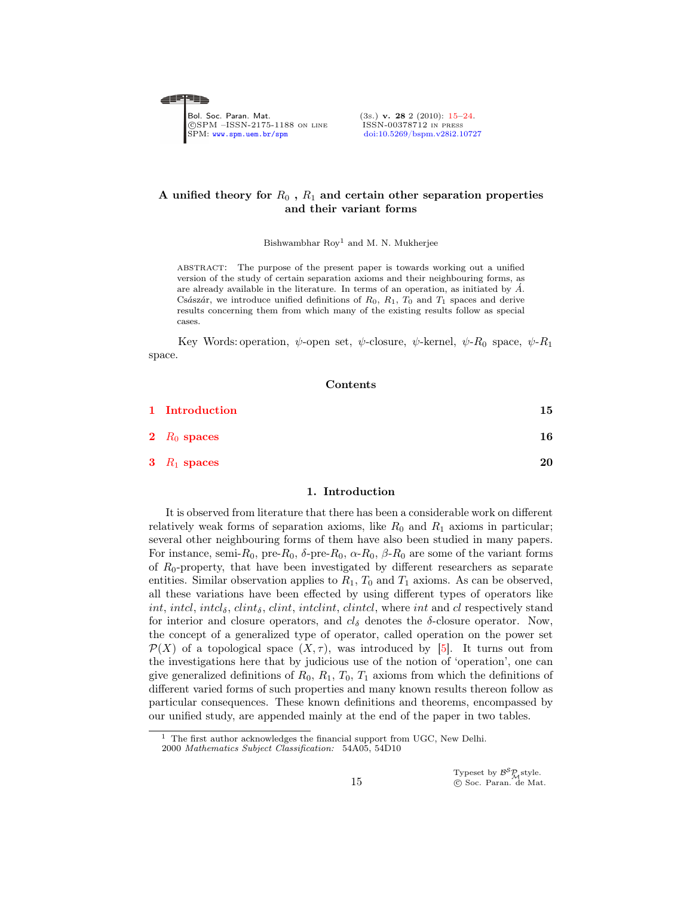# A unified theory for $R_0$ , $R_1$ and certain other separation properties and their variant forms

Bishwambhar Roy[1] and M. N. Mukherjee

ABSTRACT: The purpose of the present paper is towards working out a unified version of the study of certain separation axioms and their neighbouring forms, as are already available in the literature. In terms of an operation, as initiated by Á. Császár, we introduce unified definitions of $R_0$, $R_1$, $T_0$ and $T_1$ spaces and derive results concerning them from which many of the existing results follow as special cases.

Key Words: operation, $\psi$-open set, $\psi$-closure, $\psi$-kernel, $\psi$-$R_0$ space, $\psi$-$R_1$ space.

## Contents

1 Introduction — 15

2 $R_0$ spaces — 16

3 $R_1$ spaces — 20

## 1. Introduction

It is observed from literature that there has been a considerable work on different relatively weak forms of separation axioms, like $R_0$ and $R_1$ axioms in particular; several other neighbouring forms of them have also been studied in many papers. For instance, semi-$R_0$, pre-$R_0$, $\delta$-pre-$R_0$, $\alpha$-$R_0$, $\beta$-$R_0$ are some of the variant forms of $R_0$-property, that have been investigated by different researchers as separate entities. Similar observation applies to $R_1$, $T_0$ and $T_1$ axioms. As can be observed, all these variations have been effected by using different types of operators like $int$, $intcl$, $intcl_\delta$, $clint_\delta$, $clint$, $intclint$, $clintcl$, where $int$ and $cl$ respectively stand for interior and closure operators, and $cl_\delta$ denotes the $\delta$-closure operator. Now, the concept of a generalized type of operator, called operation on the power set $\mathcal{P}(X)$ of a topological space $(X, \tau)$, was introduced by [5]. It turns out from the investigations here that by judicious use of the notion of 'operation', one can give generalized definitions of $R_0$, $R_1$, $T_0$, $T_1$ axioms from which the definitions of different varied forms of such properties and many known results thereon follow as particular consequences. These known definitions and theorems, encompassed by our unified study, are appended mainly at the end of the paper in two tables.

[1] The first author acknowledges the financial support from UGC, New Delhi.
2000 *Mathematics Subject Classification:* 54A05, 54D10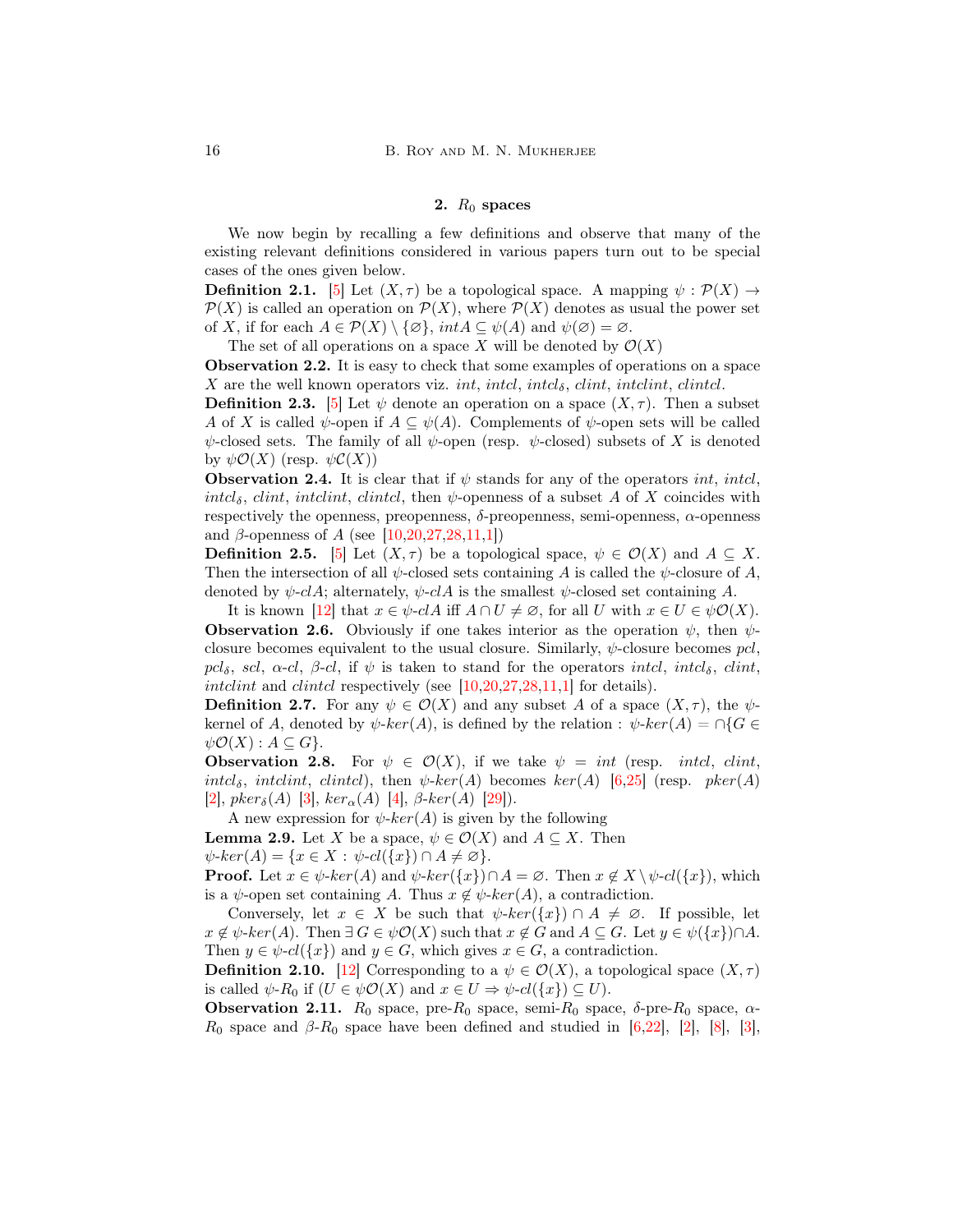## 2. $R_0$ spaces

We now begin by recalling a few definitions and observe that many of the existing relevant definitions considered in various papers turn out to be special cases of the ones given below.

**Definition 2.1.** [5] Let $(X, \tau)$ be a topological space. A mapping $\psi : \mathcal{P}(X) \to \mathcal{P}(X)$ is called an operation on $\mathcal{P}(X)$, where $\mathcal{P}(X)$ denotes as usual the power set of $X$, if for each $A \in \mathcal{P}(X) \setminus \{\varnothing\}$, $intA \subseteq \psi(A)$ and $\psi(\varnothing) = \varnothing$.

The set of all operations on a space $X$ will be denoted by $\mathcal{O}(X)$

**Observation 2.2.** It is easy to check that some examples of operations on a space $X$ are the well known operators viz. *int*, *intcl*, *intcl*$_\delta$, *clint*, *intclint*, *clintcl*.

**Definition 2.3.** [5] Let $\psi$ denote an operation on a space $(X, \tau)$. Then a subset $A$ of $X$ is called $\psi$-open if $A \subseteq \psi(A)$. Complements of $\psi$-open sets will be called $\psi$-closed sets. The family of all $\psi$-open (resp. $\psi$-closed) subsets of $X$ is denoted by $\psi\mathcal{O}(X)$ (resp. $\psi\mathcal{C}(X)$)

**Observation 2.4.** It is clear that if $\psi$ stands for any of the operators *int*, *intcl*, *intcl*$_\delta$, *clint*, *intclint*, *clintcl*, then $\psi$-openness of a subset $A$ of $X$ coincides with respectively the openness, preopenness, $\delta$-preopenness, semi-openness, $\alpha$-openness and $\beta$-openness of $A$ (see [10,20,27,28,11,1])

**Definition 2.5.** [5] Let $(X, \tau)$ be a topological space, $\psi \in \mathcal{O}(X)$ and $A \subseteq X$. Then the intersection of all $\psi$-closed sets containing $A$ is called the $\psi$-closure of $A$, denoted by $\psi$-$clA$; alternately, $\psi$-$clA$ is the smallest $\psi$-closed set containing $A$.

It is known [12] that $x \in \psi$-$clA$ iff $A \cap U \neq \varnothing$, for all $U$ with $x \in U \in \psi\mathcal{O}(X)$.

**Observation 2.6.** Obviously if one takes interior as the operation $\psi$, then $\psi$-closure becomes equivalent to the usual closure. Similarly, $\psi$-closure becomes *pcl*, *pcl*$_\delta$, *scl*, $\alpha$-*cl*, $\beta$-*cl*, if $\psi$ is taken to stand for the operators *intcl*, *intcl*$_\delta$, *clint*, *intclint* and *clintcl* respectively (see [10,20,27,28,11,1] for details).

**Definition 2.7.** For any $\psi \in \mathcal{O}(X)$ and any subset $A$ of a space $(X, \tau)$, the $\psi$-kernel of $A$, denoted by $\psi$-$ker(A)$, is defined by the relation : $\psi$-$ker(A) = \cap\{G \in \psi\mathcal{O}(X) : A \subseteq G\}$.

**Observation 2.8.** For $\psi \in \mathcal{O}(X)$, if we take $\psi = int$ (resp. *intcl*, *clint*, *intcl*$_\delta$, *intclint*, *clintcl*), then $\psi$-$ker(A)$ becomes $ker(A)$ [6,25] (resp. $pker(A)$ [2], $pker_\delta(A)$ [3], $ker_\alpha(A)$ [4], $\beta$-$ker(A)$ [29]).

A new expression for $\psi$-$ker(A)$ is given by the following

**Lemma 2.9.** Let $X$ be a space, $\psi \in \mathcal{O}(X)$ and $A \subseteq X$. Then $\psi$-$ker(A) = \{x \in X : \psi\text{-}cl(\{x\}) \cap A \neq \varnothing\}$.

**Proof.** Let $x \in \psi$-$ker(A)$ and $\psi$-$ker(\{x\}) \cap A = \varnothing$. Then $x \notin X \setminus \psi$-$cl(\{x\})$, which is a $\psi$-open set containing $A$. Thus $x \notin \psi$-$ker(A)$, a contradiction.

Conversely, let $x \in X$ be such that $\psi$-$ker(\{x\}) \cap A \neq \varnothing$. If possible, let $x \notin \psi$-$ker(A)$. Then $\exists\, G \in \psi\mathcal{O}(X)$ such that $x \notin G$ and $A \subseteq G$. Let $y \in \psi(\{x\}) \cap A$. Then $y \in \psi$-$cl(\{x\})$ and $y \in G$, which gives $x \in G$, a contradiction.

**Definition 2.10.** [12] Corresponding to a $\psi \in \mathcal{O}(X)$, a topological space $(X, \tau)$ is called $\psi$-$R_0$ if ($U \in \psi\mathcal{O}(X)$ and $x \in U \Rightarrow \psi$-$cl(\{x\}) \subseteq U$).

**Observation 2.11.** $R_0$ space, pre-$R_0$ space, semi-$R_0$ space, $\delta$-pre-$R_0$ space, $\alpha$-$R_0$ space and $\beta$-$R_0$ space have been defined and studied in [6,22], [2], [8], [3],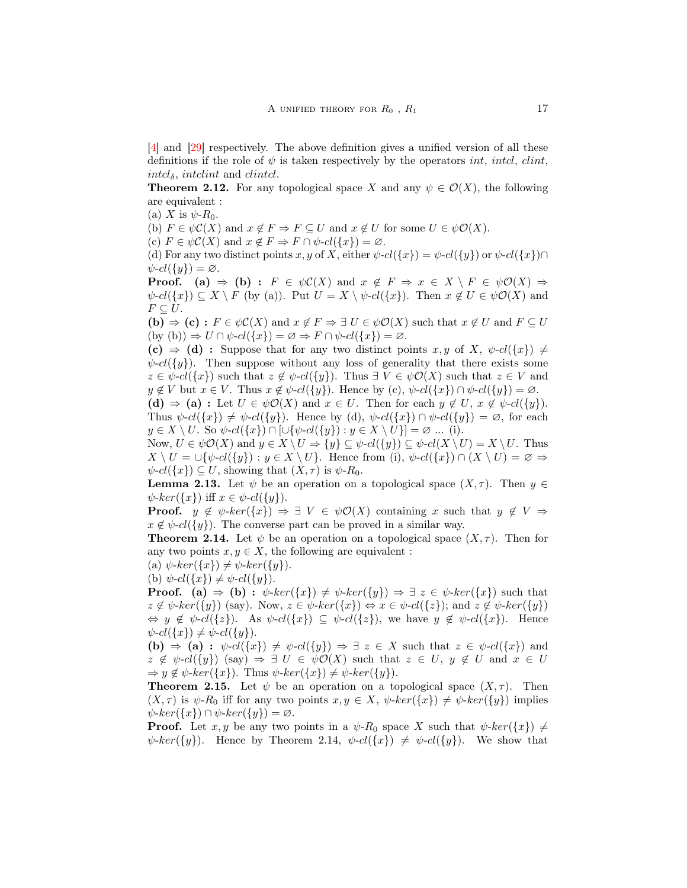[4] and [29] respectively. The above definition gives a unified version of all these definitions if the role of $\psi$ is taken respectively by the operators *int*, *intcl*, *clint*, $intcl_\delta$, *intclint* and *clintcl*.

**Theorem 2.12.** For any topological space $X$ and any $\psi \in \mathcal{O}(X)$, the following are equivalent :

(a) $X$ is $\psi$-$R_0$.

(b) $F \in \psi\mathcal{C}(X)$ and $x \notin F \Rightarrow F \subseteq U$ and $x \notin U$ for some $U \in \psi\mathcal{O}(X)$.

(c) $F \in \psi\mathcal{C}(X)$ and $x \notin F \Rightarrow F \cap \psi\text{-}cl(\{x\}) = \varnothing$.

(d) For any two distinct points $x, y$ of $X$, either $\psi\text{-}cl(\{x\}) = \psi\text{-}cl(\{y\})$ or $\psi\text{-}cl(\{x\}) \cap \psi\text{-}cl(\{y\}) = \varnothing$.

**Proof. (a) $\Rightarrow$ (b) :** $F \in \psi\mathcal{C}(X)$ and $x \notin F \Rightarrow x \in X \setminus F \in \psi\mathcal{O}(X) \Rightarrow \psi\text{-}cl(\{x\}) \subseteq X \setminus F$ (by (a)). Put $U = X \setminus \psi\text{-}cl(\{x\})$. Then $x \notin U \in \psi\mathcal{O}(X)$ and $F \subseteq U$.

**(b) $\Rightarrow$ (c) :** $F \in \psi\mathcal{C}(X)$ and $x \notin F \Rightarrow \exists\, U \in \psi\mathcal{O}(X)$ such that $x \notin U$ and $F \subseteq U$ (by (b)) $\Rightarrow U \cap \psi\text{-}cl(\{x\}) = \varnothing \Rightarrow F \cap \psi\text{-}cl(\{x\}) = \varnothing$.

**(c) $\Rightarrow$ (d) :** Suppose that for any two distinct points $x, y$ of $X$, $\psi\text{-}cl(\{x\}) \neq \psi\text{-}cl(\{y\})$. Then suppose without any loss of generality that there exists some $z \in \psi\text{-}cl(\{x\})$ such that $z \notin \psi\text{-}cl(\{y\})$. Thus $\exists\, V \in \psi\mathcal{O}(X)$ such that $z \in V$ and $y \notin V$ but $x \in V$. Thus $x \notin \psi\text{-}cl(\{y\})$. Hence by (c), $\psi\text{-}cl(\{x\}) \cap \psi\text{-}cl(\{y\}) = \varnothing$.

**(d) $\Rightarrow$ (a) :** Let $U \in \psi\mathcal{O}(X)$ and $x \in U$. Then for each $y \notin U$, $x \notin \psi\text{-}cl(\{y\})$. Thus $\psi\text{-}cl(\{x\}) \neq \psi\text{-}cl(\{y\})$. Hence by (d), $\psi\text{-}cl(\{x\}) \cap \psi\text{-}cl(\{y\}) = \varnothing$, for each $y \in X \setminus U$. So $\psi\text{-}cl(\{x\}) \cap [\cup\{\psi\text{-}cl(\{y\}) : y \in X \setminus U\}] = \varnothing$ ... (i).

Now, $U \in \psi\mathcal{O}(X)$ and $y \in X \setminus U \Rightarrow \{y\} \subseteq \psi\text{-}cl(\{y\}) \subseteq \psi\text{-}cl(X \setminus U) = X \setminus U$. Thus $X \setminus U = \cup\{\psi\text{-}cl(\{y\}) : y \in X \setminus U\}$. Hence from (i), $\psi\text{-}cl(\{x\}) \cap (X \setminus U) = \varnothing \Rightarrow \psi\text{-}cl(\{x\}) \subseteq U$, showing that $(X, \tau)$ is $\psi$-$R_0$.

**Lemma 2.13.** Let $\psi$ be an operation on a topological space $(X, \tau)$. Then $y \in \psi\text{-}ker(\{x\})$ iff $x \in \psi\text{-}cl(\{y\})$.

**Proof.** $y \notin \psi\text{-}ker(\{x\}) \Rightarrow \exists\, V \in \psi\mathcal{O}(X)$ containing $x$ such that $y \notin V \Rightarrow x \notin \psi\text{-}cl(\{y\})$. The converse part can be proved in a similar way.

**Theorem 2.14.** Let $\psi$ be an operation on a topological space $(X, \tau)$. Then for any two points $x, y \in X$, the following are equivalent :

(a) $\psi\text{-}ker(\{x\}) \neq \psi\text{-}ker(\{y\})$.

(b) $\psi\text{-}cl(\{x\}) \neq \psi\text{-}cl(\{y\})$.

**Proof. (a) $\Rightarrow$ (b) :** $\psi\text{-}ker(\{x\}) \neq \psi\text{-}ker(\{y\}) \Rightarrow \exists\, z \in \psi\text{-}ker(\{x\})$ such that $z \notin \psi\text{-}ker(\{y\})$ (say). Now, $z \in \psi\text{-}ker(\{x\}) \Leftrightarrow x \in \psi\text{-}cl(\{z\})$; and $z \notin \psi\text{-}ker(\{y\}) \Leftrightarrow y \notin \psi\text{-}cl(\{z\})$. As $\psi\text{-}cl(\{x\}) \subseteq \psi\text{-}cl(\{z\})$, we have $y \notin \psi\text{-}cl(\{x\})$. Hence $\psi\text{-}cl(\{x\}) \neq \psi\text{-}cl(\{y\})$.

**(b) $\Rightarrow$ (a) :** $\psi\text{-}cl(\{x\}) \neq \psi\text{-}cl(\{y\}) \Rightarrow \exists\, z \in X$ such that $z \in \psi\text{-}cl(\{x\})$ and $z \notin \psi\text{-}cl(\{y\})$ (say) $\Rightarrow \exists\, U \in \psi\mathcal{O}(X)$ such that $z \in U$, $y \notin U$ and $x \in U$ $\Rightarrow y \notin \psi\text{-}ker(\{x\})$. Thus $\psi\text{-}ker(\{x\}) \neq \psi\text{-}ker(\{y\})$.

**Theorem 2.15.** Let $\psi$ be an operation on a topological space $(X, \tau)$. Then $(X, \tau)$ is $\psi$-$R_0$ iff for any two points $x, y \in X$, $\psi\text{-}ker(\{x\}) \neq \psi\text{-}ker(\{y\})$ implies $\psi\text{-}ker(\{x\}) \cap \psi\text{-}ker(\{y\}) = \varnothing$.

**Proof.** Let $x, y$ be any two points in a $\psi$-$R_0$ space $X$ such that $\psi\text{-}ker(\{x\}) \neq \psi\text{-}ker(\{y\})$. Hence by Theorem 2.14, $\psi\text{-}cl(\{x\}) \neq \psi\text{-}cl(\{y\})$. We show that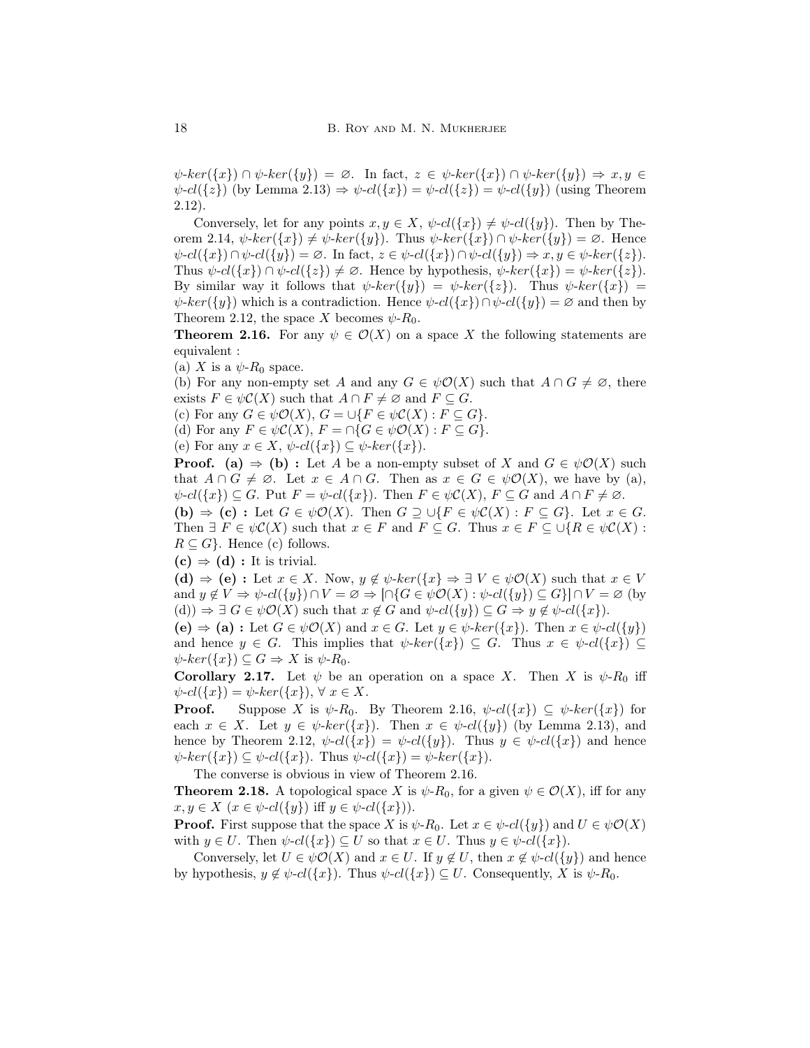$\psi$-$ker(\{x\}) \cap \psi$-$ker(\{y\}) = \varnothing$. In fact, $z \in \psi$-$ker(\{x\}) \cap \psi$-$ker(\{y\}) \Rightarrow x, y \in \psi$-$cl(\{z\})$ (by Lemma 2.13) $\Rightarrow \psi$-$cl(\{x\}) = \psi$-$cl(\{z\}) = \psi$-$cl(\{y\})$ (using Theorem 2.12).

Conversely, let for any points $x, y \in X$, $\psi$-$cl(\{x\}) \neq \psi$-$cl(\{y\})$. Then by Theorem 2.14, $\psi$-$ker(\{x\}) \neq \psi$-$ker(\{y\})$. Thus $\psi$-$ker(\{x\}) \cap \psi$-$ker(\{y\}) = \varnothing$. Hence $\psi$-$cl(\{x\}) \cap \psi$-$cl(\{y\}) = \varnothing$. In fact, $z \in \psi$-$cl(\{x\}) \cap \psi$-$cl(\{y\}) \Rightarrow x, y \in \psi$-$ker(\{z\})$. Thus $\psi$-$cl(\{x\}) \cap \psi$-$cl(\{z\}) \neq \varnothing$. Hence by hypothesis, $\psi$-$ker(\{x\}) = \psi$-$ker(\{z\})$. By similar way it follows that $\psi$-$ker(\{y\}) = \psi$-$ker(\{z\})$. Thus $\psi$-$ker(\{x\}) = \psi$-$ker(\{y\})$ which is a contradiction. Hence $\psi$-$cl(\{x\}) \cap \psi$-$cl(\{y\}) = \varnothing$ and then by Theorem 2.12, the space $X$ becomes $\psi$-$R_0$.

**Theorem 2.16.** For any $\psi \in \mathcal{O}(X)$ on a space $X$ the following statements are equivalent :

(a) $X$ is a $\psi$-$R_0$ space.

(b) For any non-empty set $A$ and any $G \in \psi\mathcal{O}(X)$ such that $A \cap G \neq \varnothing$, there exists $F \in \psi\mathcal{C}(X)$ such that $A \cap F \neq \varnothing$ and $F \subseteq G$.

(c) For any $G \in \psi\mathcal{O}(X)$, $G = \cup\{F \in \psi\mathcal{C}(X) : F \subseteq G\}$.

(d) For any $F \in \psi\mathcal{C}(X)$, $F = \cap\{G \in \psi\mathcal{O}(X) : F \subseteq G\}$.

(e) For any $x \in X$, $\psi$-$cl(\{x\}) \subseteq \psi$-$ker(\{x\})$.

**Proof. (a) $\Rightarrow$ (b) :** Let $A$ be a non-empty subset of $X$ and $G \in \psi\mathcal{O}(X)$ such that $A \cap G \neq \varnothing$. Let $x \in A \cap G$. Then as $x \in G \in \psi\mathcal{O}(X)$, we have by (a), $\psi$-$cl(\{x\}) \subseteq G$. Put $F = \psi$-$cl(\{x\})$. Then $F \in \psi\mathcal{C}(X)$, $F \subseteq G$ and $A \cap F \neq \varnothing$.

**(b) $\Rightarrow$ (c) :** Let $G \in \psi\mathcal{O}(X)$. Then $G \supseteq \cup\{F \in \psi\mathcal{C}(X) : F \subseteq G\}$. Let $x \in G$. Then $\exists\ F \in \psi\mathcal{C}(X)$ such that $x \in F$ and $F \subseteq G$. Thus $x \in F \subseteq \cup\{R \in \psi\mathcal{C}(X) : R \subseteq G\}$. Hence (c) follows.

**(c) $\Rightarrow$ (d) :** It is trivial.

**(d) $\Rightarrow$ (e) :** Let $x \in X$. Now, $y \notin \psi$-$ker(\{x\} \Rightarrow \exists\ V \in \psi\mathcal{O}(X)$ such that $x \in V$ and $y \notin V \Rightarrow \psi$-$cl(\{y\}) \cap V = \varnothing \Rightarrow [\cap\{G \in \psi\mathcal{O}(X) : \psi$-$cl(\{y\}) \subseteq G\}] \cap V = \varnothing$ (by (d)) $\Rightarrow \exists\ G \in \psi\mathcal{O}(X)$ such that $x \notin G$ and $\psi$-$cl(\{y\}) \subseteq G \Rightarrow y \notin \psi$-$cl(\{x\})$.

**(e) $\Rightarrow$ (a) :** Let $G \in \psi\mathcal{O}(X)$ and $x \in G$. Let $y \in \psi$-$ker(\{x\})$. Then $x \in \psi$-$cl(\{y\})$ and hence $y \in G$. This implies that $\psi$-$ker(\{x\}) \subseteq G$. Thus $x \in \psi$-$cl(\{x\}) \subseteq \psi$-$ker(\{x\}) \subseteq G \Rightarrow X$ is $\psi$-$R_0$.

**Corollary 2.17.** Let $\psi$ be an operation on a space $X$. Then $X$ is $\psi$-$R_0$ iff $\psi$-$cl(\{x\}) = \psi$-$ker(\{x\})$, $\forall\ x \in X$.

**Proof.** Suppose $X$ is $\psi$-$R_0$. By Theorem 2.16, $\psi$-$cl(\{x\}) \subseteq \psi$-$ker(\{x\})$ for each $x \in X$. Let $y \in \psi$-$ker(\{x\})$. Then $x \in \psi$-$cl(\{y\})$ (by Lemma 2.13), and hence by Theorem 2.12, $\psi$-$cl(\{x\}) = \psi$-$cl(\{y\})$. Thus $y \in \psi$-$cl(\{x\})$ and hence $\psi$-$ker(\{x\}) \subseteq \psi$-$cl(\{x\})$. Thus $\psi$-$cl(\{x\}) = \psi$-$ker(\{x\})$.

The converse is obvious in view of Theorem 2.16.

**Theorem 2.18.** A topological space $X$ is $\psi$-$R_0$, for a given $\psi \in \mathcal{O}(X)$, iff for any $x, y \in X$ ($x \in \psi$-$cl(\{y\})$ iff $y \in \psi$-$cl(\{x\})$).

**Proof.** First suppose that the space $X$ is $\psi$-$R_0$. Let $x \in \psi$-$cl(\{y\})$ and $U \in \psi\mathcal{O}(X)$ with $y \in U$. Then $\psi$-$cl(\{x\}) \subseteq U$ so that $x \in U$. Thus $y \in \psi$-$cl(\{x\})$.

Conversely, let $U \in \psi\mathcal{O}(X)$ and $x \in U$. If $y \notin U$, then $x \notin \psi$-$cl(\{y\})$ and hence by hypothesis, $y \notin \psi$-$cl(\{x\})$. Thus $\psi$-$cl(\{x\}) \subseteq U$. Consequently, $X$ is $\psi$-$R_0$.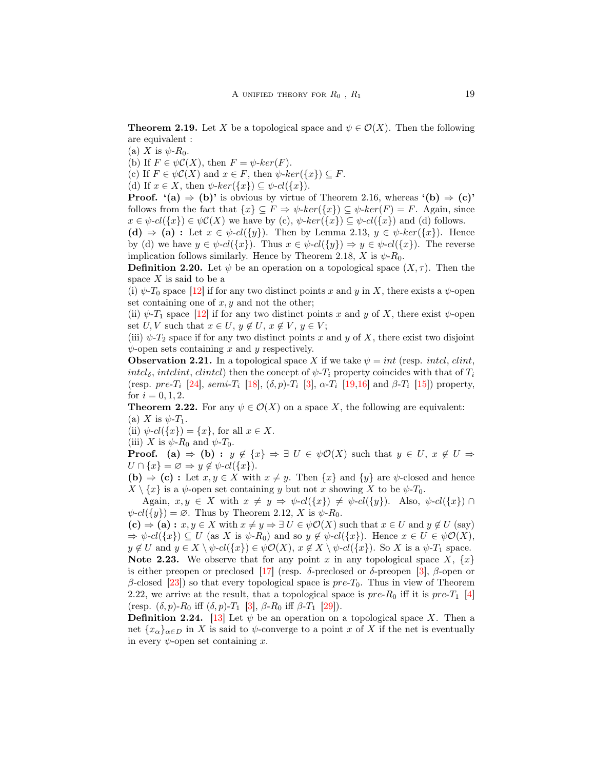**Theorem 2.19.** Let $X$ be a topological space and $\psi \in \mathcal{O}(X)$. Then the following are equivalent :
(a) $X$ is $\psi$-$R_0$.
(b) If $F \in \psi\mathcal{C}(X)$, then $F = \psi\text{-}ker(F)$.
(c) If $F \in \psi\mathcal{C}(X)$ and $x \in F$, then $\psi\text{-}ker(\{x\}) \subseteq F$.
(d) If $x \in X$, then $\psi\text{-}ker(\{x\}) \subseteq \psi\text{-}cl(\{x\})$.

**Proof. '(a) $\Rightarrow$ (b)'** is obvious by virtue of Theorem 2.16, whereas **'(b) $\Rightarrow$ (c)'** follows from the fact that $\{x\} \subseteq F \Rightarrow \psi\text{-}ker(\{x\}) \subseteq \psi\text{-}ker(F) = F$. Again, since $x \in \psi\text{-}cl(\{x\}) \in \psi\mathcal{C}(X)$ we have by (c), $\psi\text{-}ker(\{x\}) \subseteq \psi\text{-}cl(\{x\})$ and (d) follows.
**(d) $\Rightarrow$ (a) :** Let $x \in \psi\text{-}cl(\{y\})$. Then by Lemma 2.13, $y \in \psi\text{-}ker(\{x\})$. Hence by (d) we have $y \in \psi\text{-}cl(\{x\})$. Thus $x \in \psi\text{-}cl(\{y\}) \Rightarrow y \in \psi\text{-}cl(\{x\})$. The reverse implication follows similarly. Hence by Theorem 2.18, $X$ is $\psi$-$R_0$.

**Definition 2.20.** Let $\psi$ be an operation on a topological space $(X, \tau)$. Then the space $X$ is said to be a
(i) $\psi$-$T_0$ space [12] if for any two distinct points $x$ and $y$ in $X$, there exists a $\psi$-open set containing one of $x, y$ and not the other;
(ii) $\psi$-$T_1$ space [12] if for any two distinct points $x$ and $y$ of $X$, there exist $\psi$-open set $U, V$ such that $x \in U$, $y \notin U$, $x \notin V$, $y \in V$;
(iii) $\psi$-$T_2$ space if for any two distinct points $x$ and $y$ of $X$, there exist two disjoint $\psi$-open sets containing $x$ and $y$ respectively.

**Observation 2.21.** In a topological space $X$ if we take $\psi = int$ (resp. *intcl*, *clint*, $intcl_\delta$, *intclint*, *clintcl*) then the concept of $\psi$-$T_i$ property coincides with that of $T_i$ (resp. *pre*-$T_i$ [24], *semi*-$T_i$ [18], $(\delta, p)$-$T_i$ [3], $\alpha$-$T_i$ [19,16] and $\beta$-$T_i$ [15]) property, for $i = 0, 1, 2$.

**Theorem 2.22.** For any $\psi \in \mathcal{O}(X)$ on a space $X$, the following are equivalent:
(a) $X$ is $\psi$-$T_1$.
(ii) $\psi\text{-}cl(\{x\}) = \{x\}$, for all $x \in X$.
(iii) $X$ is $\psi$-$R_0$ and $\psi$-$T_0$.

**Proof. (a) $\Rightarrow$ (b) :** $y \notin \{x\} \Rightarrow \exists\ U \in \psi\mathcal{O}(X)$ such that $y \in U$, $x \notin U \Rightarrow U \cap \{x\} = \varnothing \Rightarrow y \notin \psi\text{-}cl(\{x\})$.
**(b) $\Rightarrow$ (c) :** Let $x, y \in X$ with $x \neq y$. Then $\{x\}$ and $\{y\}$ are $\psi$-closed and hence $X \setminus \{x\}$ is a $\psi$-open set containing $y$ but not $x$ showing $X$ to be $\psi$-$T_0$.

Again, $x, y \in X$ with $x \neq y \Rightarrow \psi\text{-}cl(\{x\}) \neq \psi\text{-}cl(\{y\})$. Also, $\psi\text{-}cl(\{x\}) \cap \psi\text{-}cl(\{y\}) = \varnothing$. Thus by Theorem 2.12, $X$ is $\psi$-$R_0$.
**(c) $\Rightarrow$ (a) :** $x, y \in X$ with $x \neq y \Rightarrow \exists\ U \in \psi\mathcal{O}(X)$ such that $x \in U$ and $y \notin U$ (say) $\Rightarrow \psi\text{-}cl(\{x\}) \subseteq U$ (as $X$ is $\psi$-$R_0$) and so $y \notin \psi\text{-}cl(\{x\})$. Hence $x \in U \in \psi\mathcal{O}(X)$, $y \notin U$ and $y \in X \setminus \psi\text{-}cl(\{x\}) \in \psi\mathcal{O}(X)$, $x \notin X \setminus \psi\text{-}cl(\{x\})$. So $X$ is a $\psi$-$T_1$ space.

**Note 2.23.** We observe that for any point $x$ in any topological space $X$, $\{x\}$ is either preopen or preclosed [17] (resp. $\delta$-preclosed or $\delta$-preopen [3], $\beta$-open or $\beta$-closed [23]) so that every topological space is *pre*-$T_0$. Thus in view of Theorem 2.22, we arrive at the result, that a topological space is *pre*-$R_0$ iff it is *pre*-$T_1$ [4] (resp. $(\delta, p)$-$R_0$ iff $(\delta, p)$-$T_1$ [3], $\beta$-$R_0$ iff $\beta$-$T_1$ [29]).

**Definition 2.24.** [13] Let $\psi$ be an operation on a topological space $X$. Then a net $\{x_\alpha\}_{\alpha \in D}$ in $X$ is said to $\psi$-converge to a point $x$ of $X$ if the net is eventually in every $\psi$-open set containing $x$.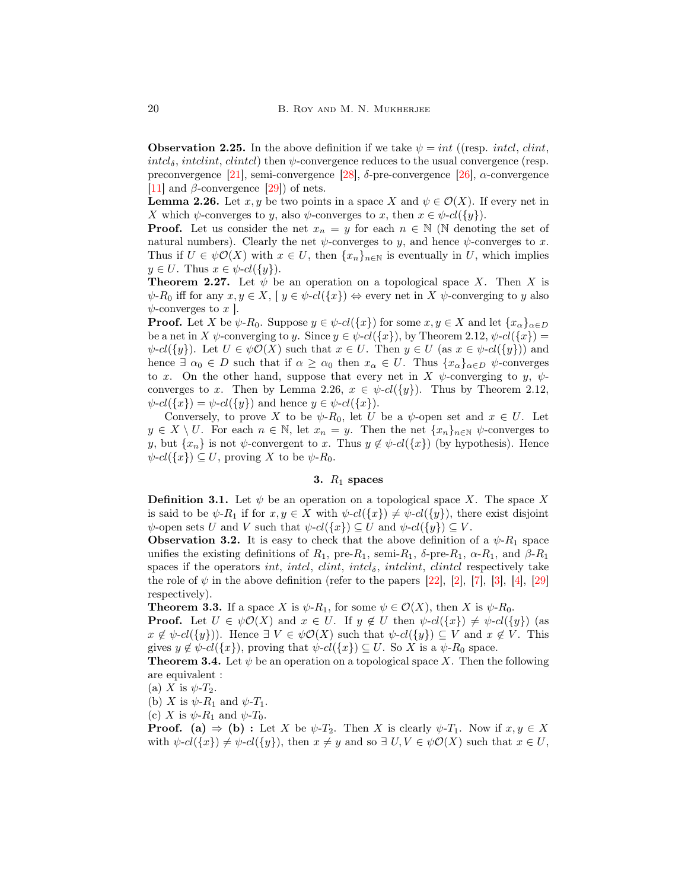**Observation 2.25.** In the above definition if we take $\psi = int$ ((resp. *intcl*, *clint*, $intcl_\delta$, *intclint*, *clintcl*) then $\psi$-convergence reduces to the usual convergence (resp. preconvergence [21], semi-convergence [28], $\delta$-pre-convergence [26], $\alpha$-convergence [11] and $\beta$-convergence [29]) of nets.

**Lemma 2.26.** Let $x, y$ be two points in a space $X$ and $\psi \in \mathcal{O}(X)$. If every net in $X$ which $\psi$-converges to $y$, also $\psi$-converges to $x$, then $x \in \psi\text{-}cl(\{y\})$.

**Proof.** Let us consider the net $x_n = y$ for each $n \in \mathbb{N}$ ($\mathbb{N}$ denoting the set of natural numbers). Clearly the net $\psi$-converges to $y$, and hence $\psi$-converges to $x$. Thus if $U \in \psi\mathcal{O}(X)$ with $x \in U$, then $\{x_n\}_{n\in\mathbb{N}}$ is eventually in $U$, which implies $y \in U$. Thus $x \in \psi\text{-}cl(\{y\})$.

**Theorem 2.27.** Let $\psi$ be an operation on a topological space $X$. Then $X$ is $\psi$-$R_0$ iff for any $x, y \in X$, [ $y \in \psi\text{-}cl(\{x\}) \Leftrightarrow$ every net in $X$ $\psi$-converging to $y$ also $\psi$-converges to $x$ ].

**Proof.** Let $X$ be $\psi$-$R_0$. Suppose $y \in \psi\text{-}cl(\{x\})$ for some $x, y \in X$ and let $\{x_\alpha\}_{\alpha \in D}$ be a net in $X$ $\psi$-converging to $y$. Since $y \in \psi\text{-}cl(\{x\})$, by Theorem 2.12, $\psi\text{-}cl(\{x\}) = \psi\text{-}cl(\{y\})$. Let $U \in \psi\mathcal{O}(X)$ such that $x \in U$. Then $y \in U$ (as $x \in \psi\text{-}cl(\{y\})$) and hence $\exists\ \alpha_0 \in D$ such that if $\alpha \geq \alpha_0$ then $x_\alpha \in U$. Thus $\{x_\alpha\}_{\alpha\in D}$ $\psi$-converges to $x$. On the other hand, suppose that every net in $X$ $\psi$-converging to $y$, $\psi$-converges to $x$. Then by Lemma 2.26, $x \in \psi\text{-}cl(\{y\})$. Thus by Theorem 2.12, $\psi\text{-}cl(\{x\}) = \psi\text{-}cl(\{y\})$ and hence $y \in \psi\text{-}cl(\{x\})$.

Conversely, to prove $X$ to be $\psi$-$R_0$, let $U$ be a $\psi$-open set and $x \in U$. Let $y \in X \setminus U$. For each $n \in \mathbb{N}$, let $x_n = y$. Then the net $\{x_n\}_{n\in\mathbb{N}}$ $\psi$-converges to $y$, but $\{x_n\}$ is not $\psi$-convergent to $x$. Thus $y \notin \psi\text{-}cl(\{x\})$ (by hypothesis). Hence $\psi\text{-}cl(\{x\}) \subseteq U$, proving $X$ to be $\psi$-$R_0$.

## 3. $R_1$ spaces

**Definition 3.1.** Let $\psi$ be an operation on a topological space $X$. The space $X$ is said to be $\psi$-$R_1$ if for $x, y \in X$ with $\psi\text{-}cl(\{x\}) \neq \psi\text{-}cl(\{y\})$, there exist disjoint $\psi$-open sets $U$ and $V$ such that $\psi\text{-}cl(\{x\}) \subseteq U$ and $\psi\text{-}cl(\{y\}) \subseteq V$.

**Observation 3.2.** It is easy to check that the above definition of a $\psi$-$R_1$ space unifies the existing definitions of $R_1$, pre-$R_1$, semi-$R_1$, $\delta$-pre-$R_1$, $\alpha$-$R_1$, and $\beta$-$R_1$ spaces if the operators *int*, *intcl*, *clint*, $intcl_\delta$, *intclint*, *clintcl* respectively take the role of $\psi$ in the above definition (refer to the papers [22], [2], [7], [3], [4], [29] respectively).

**Theorem 3.3.** If a space $X$ is $\psi$-$R_1$, for some $\psi \in \mathcal{O}(X)$, then $X$ is $\psi$-$R_0$.

**Proof.** Let $U \in \psi\mathcal{O}(X)$ and $x \in U$. If $y \notin U$ then $\psi\text{-}cl(\{x\}) \neq \psi\text{-}cl(\{y\})$ (as $x \notin \psi\text{-}cl(\{y\})$). Hence $\exists\ V \in \psi\mathcal{O}(X)$ such that $\psi\text{-}cl(\{y\}) \subseteq V$ and $x \notin V$. This gives $y \notin \psi\text{-}cl(\{x\})$, proving that $\psi\text{-}cl(\{x\}) \subseteq U$. So $X$ is a $\psi$-$R_0$ space.

**Theorem 3.4.** Let $\psi$ be an operation on a topological space $X$. Then the following are equivalent :

(a) $X$ is $\psi$-$T_2$.

(b) $X$ is $\psi$-$R_1$ and $\psi$-$T_1$.

(c) $X$ is $\psi$-$R_1$ and $\psi$-$T_0$.

**Proof. (a) $\Rightarrow$ (b) :** Let $X$ be $\psi$-$T_2$. Then $X$ is clearly $\psi$-$T_1$. Now if $x, y \in X$ with $\psi\text{-}cl(\{x\}) \neq \psi\text{-}cl(\{y\})$, then $x \neq y$ and so $\exists\ U, V \in \psi\mathcal{O}(X)$ such that $x \in U$,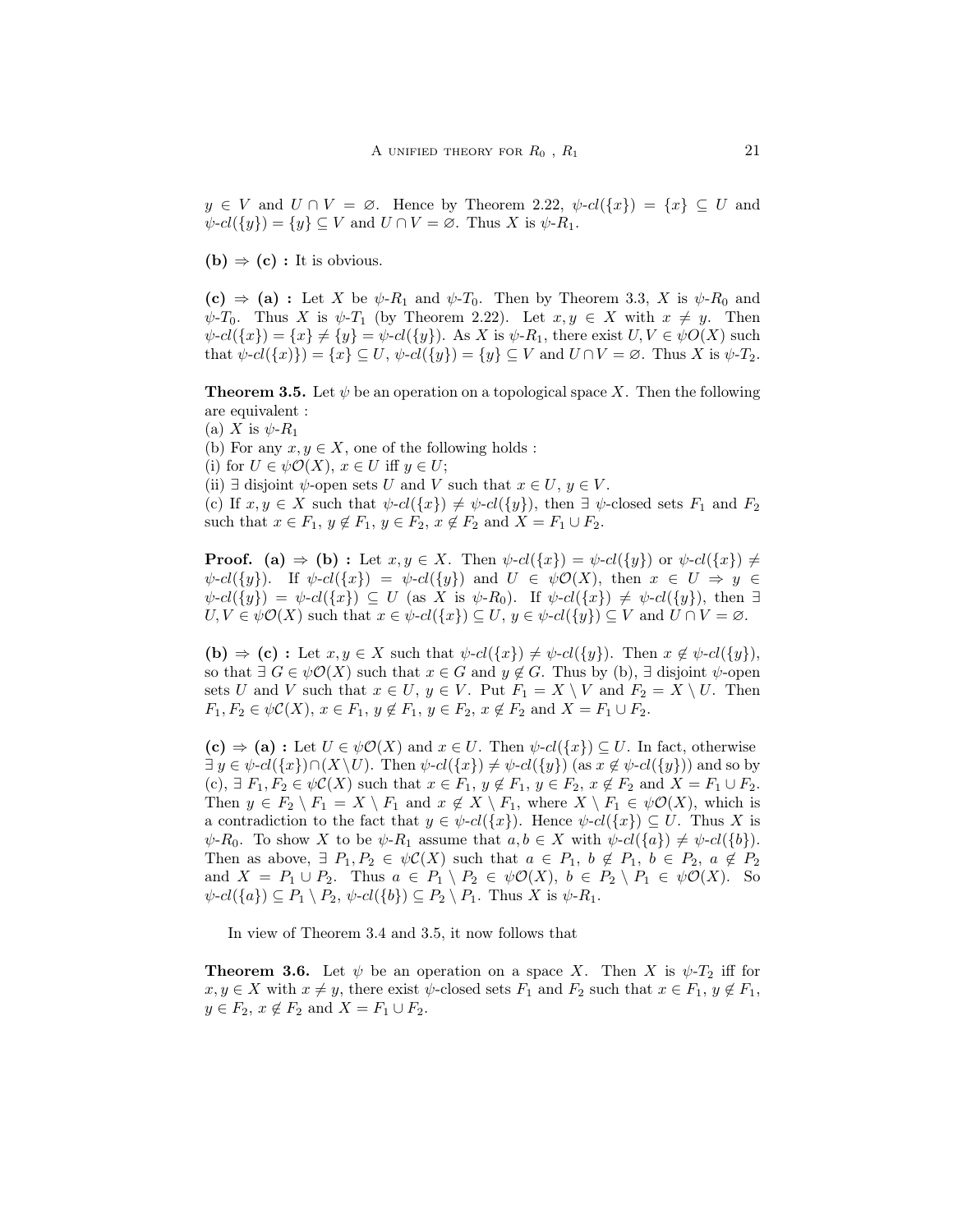$y \in V$ and $U \cap V = \varnothing$. Hence by Theorem 2.22, $\psi\text{-}cl(\{x\}) = \{x\} \subseteq U$ and $\psi\text{-}cl(\{y\}) = \{y\} \subseteq V$ and $U \cap V = \varnothing$. Thus $X$ is $\psi$-$R_1$.

**(b) $\Rightarrow$ (c) :** It is obvious.

**(c) $\Rightarrow$ (a) :** Let $X$ be $\psi$-$R_1$ and $\psi$-$T_0$. Then by Theorem 3.3, $X$ is $\psi$-$R_0$ and $\psi$-$T_0$. Thus $X$ is $\psi$-$T_1$ (by Theorem 2.22). Let $x, y \in X$ with $x \neq y$. Then $\psi\text{-}cl(\{x\}) = \{x\} \neq \{y\} = \psi\text{-}cl(\{y\})$. As $X$ is $\psi$-$R_1$, there exist $U, V \in \psi O(X)$ such that $\psi\text{-}cl(\{x)\}) = \{x\} \subseteq U$, $\psi\text{-}cl(\{y\}) = \{y\} \subseteq V$ and $U \cap V = \varnothing$. Thus $X$ is $\psi$-$T_2$.

**Theorem 3.5.** Let $\psi$ be an operation on a topological space $X$. Then the following are equivalent :
(a) $X$ is $\psi$-$R_1$
(b) For any $x, y \in X$, one of the following holds :
(i) for $U \in \psi\mathcal{O}(X)$, $x \in U$ iff $y \in U$;
(ii) $\exists$ disjoint $\psi$-open sets $U$ and $V$ such that $x \in U$, $y \in V$.
(c) If $x, y \in X$ such that $\psi\text{-}cl(\{x\}) \neq \psi\text{-}cl(\{y\})$, then $\exists$ $\psi$-closed sets $F_1$ and $F_2$ such that $x \in F_1$, $y \notin F_1$, $y \in F_2$, $x \notin F_2$ and $X = F_1 \cup F_2$.

**Proof. (a) $\Rightarrow$ (b) :** Let $x, y \in X$. Then $\psi\text{-}cl(\{x\}) = \psi\text{-}cl(\{y\})$ or $\psi\text{-}cl(\{x\}) \neq \psi\text{-}cl(\{y\})$. If $\psi\text{-}cl(\{x\}) = \psi\text{-}cl(\{y\})$ and $U \in \psi\mathcal{O}(X)$, then $x \in U \Rightarrow y \in \psi\text{-}cl(\{y\}) = \psi\text{-}cl(\{x\}) \subseteq U$ (as $X$ is $\psi$-$R_0$). If $\psi\text{-}cl(\{x\}) \neq \psi\text{-}cl(\{y\})$, then $\exists$ $U, V \in \psi\mathcal{O}(X)$ such that $x \in \psi\text{-}cl(\{x\}) \subseteq U$, $y \in \psi\text{-}cl(\{y\}) \subseteq V$ and $U \cap V = \varnothing$.

**(b) $\Rightarrow$ (c) :** Let $x, y \in X$ such that $\psi\text{-}cl(\{x\}) \neq \psi\text{-}cl(\{y\})$. Then $x \notin \psi\text{-}cl(\{y\})$, so that $\exists$ $G \in \psi\mathcal{O}(X)$ such that $x \in G$ and $y \notin G$. Thus by (b), $\exists$ disjoint $\psi$-open sets $U$ and $V$ such that $x \in U$, $y \in V$. Put $F_1 = X \setminus V$ and $F_2 = X \setminus U$. Then $F_1, F_2 \in \psi\mathcal{C}(X)$, $x \in F_1$, $y \notin F_1$, $y \in F_2$, $x \notin F_2$ and $X = F_1 \cup F_2$.

**(c) $\Rightarrow$ (a) :** Let $U \in \psi\mathcal{O}(X)$ and $x \in U$. Then $\psi\text{-}cl(\{x\}) \subseteq U$. In fact, otherwise $\exists$ $y \in \psi\text{-}cl(\{x\}) \cap (X \setminus U)$. Then $\psi\text{-}cl(\{x\}) \neq \psi\text{-}cl(\{y\})$ (as $x \notin \psi\text{-}cl(\{y\})$) and so by (c), $\exists$ $F_1, F_2 \in \psi\mathcal{C}(X)$ such that $x \in F_1$, $y \notin F_1$, $y \in F_2$, $x \notin F_2$ and $X = F_1 \cup F_2$. Then $y \in F_2 \setminus F_1 = X \setminus F_1$ and $x \notin X \setminus F_1$, where $X \setminus F_1 \in \psi\mathcal{O}(X)$, which is a contradiction to the fact that $y \in \psi\text{-}cl(\{x\})$. Hence $\psi\text{-}cl(\{x\}) \subseteq U$. Thus $X$ is $\psi$-$R_0$. To show $X$ to be $\psi$-$R_1$ assume that $a, b \in X$ with $\psi\text{-}cl(\{a\}) \neq \psi\text{-}cl(\{b\})$. Then as above, $\exists$ $P_1, P_2 \in \psi\mathcal{C}(X)$ such that $a \in P_1$, $b \notin P_1$, $b \in P_2$, $a \notin P_2$ and $X = P_1 \cup P_2$. Thus $a \in P_1 \setminus P_2 \in \psi\mathcal{O}(X)$, $b \in P_2 \setminus P_1 \in \psi\mathcal{O}(X)$. So $\psi\text{-}cl(\{a\}) \subseteq P_1 \setminus P_2$, $\psi\text{-}cl(\{b\}) \subseteq P_2 \setminus P_1$. Thus $X$ is $\psi$-$R_1$.

In view of Theorem 3.4 and 3.5, it now follows that

**Theorem 3.6.** Let $\psi$ be an operation on a space $X$. Then $X$ is $\psi$-$T_2$ iff for $x, y \in X$ with $x \neq y$, there exist $\psi$-closed sets $F_1$ and $F_2$ such that $x \in F_1$, $y \notin F_1$, $y \in F_2$, $x \notin F_2$ and $X = F_1 \cup F_2$.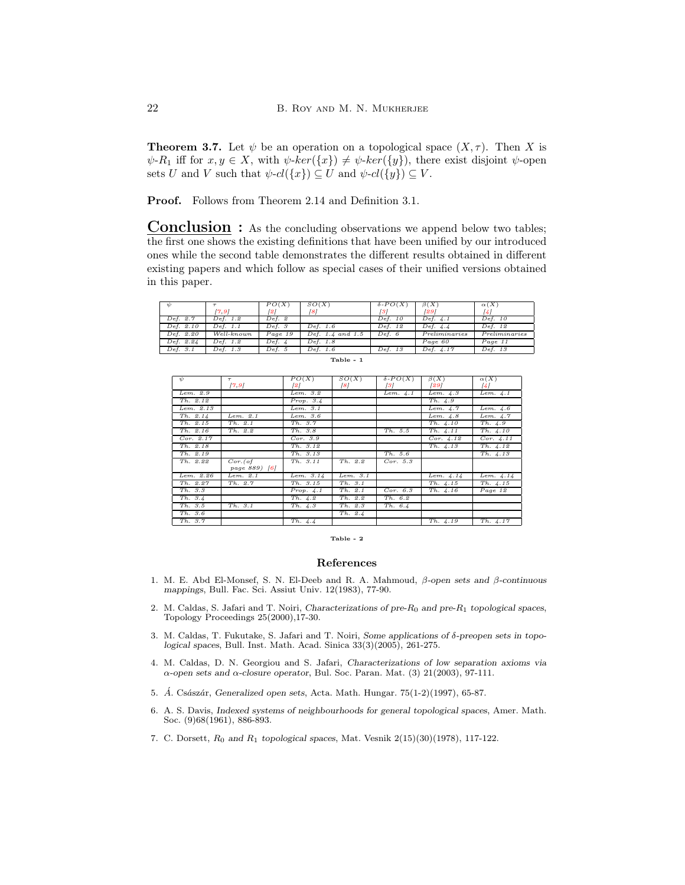**Theorem 3.7.** Let $\psi$ be an operation on a topological space $(X, \tau)$. Then $X$ is $\psi$-$R_1$ iff for $x, y \in X$, with $\psi$-$ker(\{x\}) \neq \psi$-$ker(\{y\})$, there exist disjoint $\psi$-open sets $U$ and $V$ such that $\psi$-$cl(\{x\}) \subseteq U$ and $\psi$-$cl(\{y\}) \subseteq V$.

**Proof.** Follows from Theorem 2.14 and Definition 3.1.

## Conclusion

**:** As the concluding observations we append below two tables; the first one shows the existing definitions that have been unified by our introduced ones while the second table demonstrates the different results obtained in different existing papers and which follow as special cases of their unified versions obtained in this paper.

| $\psi$ | $\tau$ [7,9] | $PO(X)$ [2] | $SO(X)$ [8] | $\delta$-$PO(X)$ [3] | $\beta(X)$ [29] | $\alpha(X)$ [4] |
|---|---|---|---|---|---|---|
| Def. 2.7 | Def. 1.2 | Def. 2 | | Def. 10 | Def. 4.1 | Def. 10 |
| Def. 2.10 | Def. 1.1 | Def. 3 | Def. 1.6 | Def. 12 | Def. 4.4 | Def. 12 |
| Def. 2.20 | Well-known | Page 19 | Def. 1.4 and 1.5 | Def. 6 | Preliminaries | Preliminaries |
| Def. 2.24 | Def. 1.2 | Def. 4 | Def. 1.8 | | Page 60 | Page 11 |
| Def. 3.1 | Def. 1.3 | Def. 5 | Def. 1.6 | Def. 13 | Def. 4.17 | Def. 13 |

**Table - 1**

| $\psi$ | $\tau$ [7,9] | $PO(X)$ [2] | $SO(X)$ [8] | $\delta$-$PO(X)$ [3] | $\beta(X)$ [29] | $\alpha(X)$ [4] |
|---|---|---|---|---|---|---|
| Lem. 2.9 | | Lem. 3.2 | | Lem. 4.1 | Lem. 4.3 | Lem. 4.1 |
| Th. 2.12 | | Prop. 3.4 | | | Th. 4.9 | |
| Lem. 2.13 | | Lem. 3.1 | | | Lem. 4.7 | Lem. 4.6 |
| Th. 2.14 | Lem. 2.1 | Lem. 3.6 | | | Lem. 4.8 | Lem. 4.7 |
| Th. 2.15 | Th. 2.1 | Th. 3.7 | | | Th. 4.10 | Th. 4.9 |
| Th. 2.16 | Th. 2.2 | Th. 3.8 | | Th. 5.5 | Th. 4.11 | Th. 4.10 |
| Cor. 2.17 | | Cor. 3.9 | | | Cor. 4.12 | Cor. 4.11 |
| Th. 2.18 | | Th. 3.12 | | | Th. 4.13 | Th. 4.12 |
| Th. 2.19 | | Th. 3.13 | | Th. 5.6 | | Th. 4.13 |
| Th. 2.22 | Cor.(of page 889) [6] | Th. 3.11 | Th. 2.2 | Cor. 5.3 | | |
| Lem. 2.26 | Lem. 2.1 | Lem. 3.14 | Lem. 3.1 | | Lem. 4.14 | Lem. 4.14 |
| Th. 2.27 | Th. 2.7 | Th. 3.15 | Th. 3.1 | | Th. 4.15 | Th. 4.15 |
| Th. 3.3 | | Prop. 4.1 | Th. 2.1 | Cor. 6.3 | Th. 4.16 | Page 12 |
| Th. 3.4 | | Th. 4.2 | Th. 2.2 | Th. 6.2 | | |
| Th. 3.5 | Th. 3.1 | Th. 4.3 | Th. 2.3 | Th. 6.4 | | |
| Th. 3.6 | | | Th. 2.4 | | | |
| Th. 3.7 | | Th. 4.4 | | | Th. 4.19 | Th. 4.17 |

**Table - 2**

## References

1. M. E. Abd El-Monsef, S. N. El-Deeb and R. A. Mahmoud, *$\beta$-open sets and $\beta$-continuous mappings*, Bull. Fac. Sci. Assiut Univ. 12(1983), 77-90.

2. M. Caldas, S. Jafari and T. Noiri, *Characterizations of pre-$R_0$ and pre-$R_1$ topological spaces*, Topology Proceedings 25(2000),17-30.

3. M. Caldas, T. Fukutake, S. Jafari and T. Noiri, *Some applications of $\delta$-preopen sets in topological spaces*, Bull. Inst. Math. Acad. Sinica 33(3)(2005), 261-275.

4. M. Caldas, D. N. Georgiou and S. Jafari, *Characterizations of low separation axioms via $\alpha$-open sets and $\alpha$-closure operator*, Bul. Soc. Paran. Mat. (3) 21(2003), 97-111.

5. Á. Császár, *Generalized open sets*, Acta. Math. Hungar. 75(1-2)(1997), 65-87.

6. A. S. Davis, *Indexed systems of neighbourhoods for general topological spaces*, Amer. Math. Soc. (9)68(1961), 886-893.

7. C. Dorsett, *$R_0$ and $R_1$ topological spaces*, Mat. Vesnik 2(15)(30)(1978), 117-122.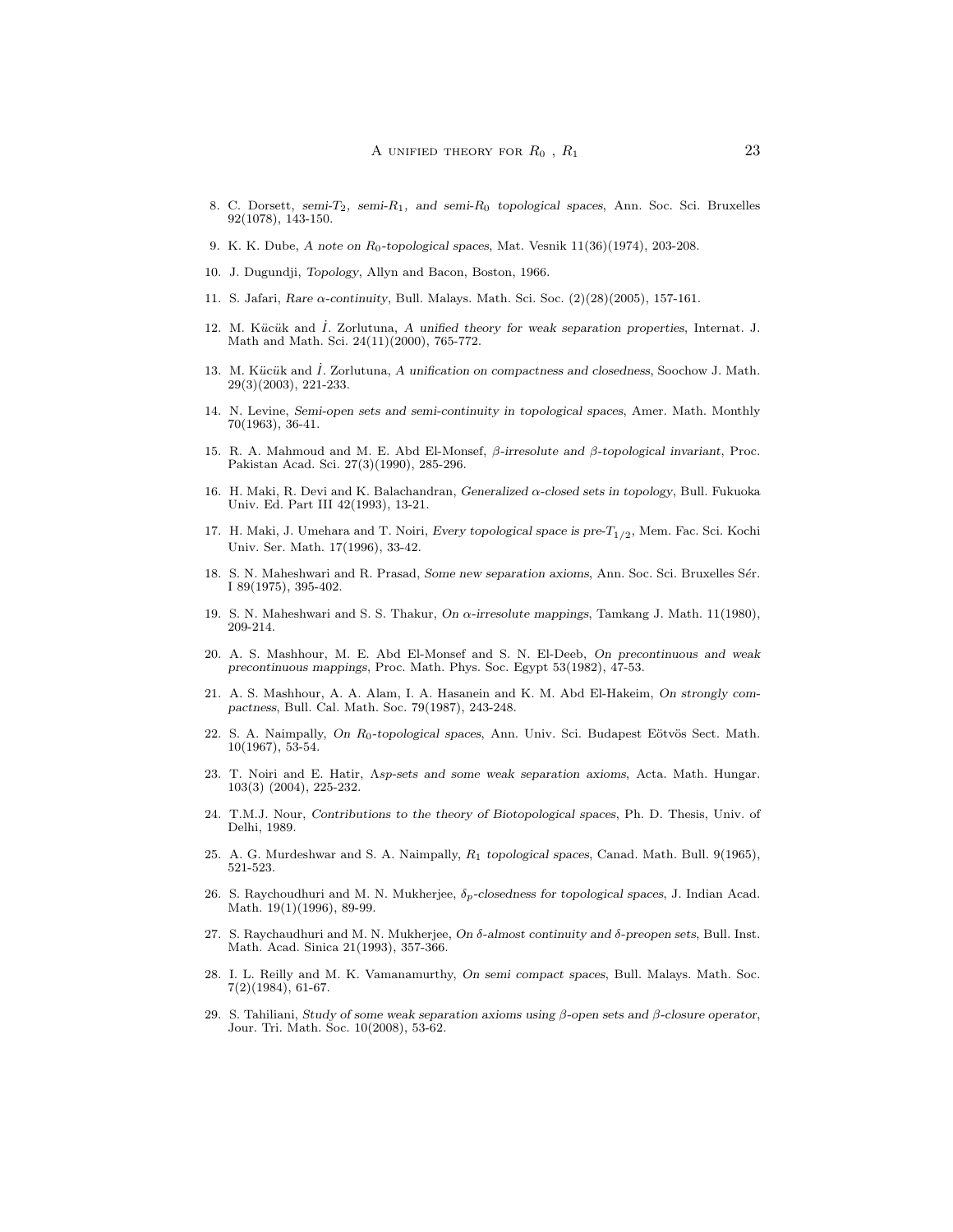8. C. Dorsett, *semi-$T_2$, semi-$R_1$, and semi-$R_0$ topological spaces*, Ann. Soc. Sci. Bruxelles 92(1078), 143-150.

9. K. K. Dube, *A note on $R_0$-topological spaces*, Mat. Vesnik 11(36)(1974), 203-208.

10. J. Dugundji, *Topology*, Allyn and Bacon, Boston, 1966.

11. S. Jafari, *Rare $\alpha$-continuity*, Bull. Malays. Math. Sci. Soc. (2)(28)(2005), 157-161.

12. M. Kücük and İ. Zorlutuna, *A unified theory for weak separation properties*, Internat. J. Math and Math. Sci. 24(11)(2000), 765-772.

13. M. Kücük and İ. Zorlutuna, *A unification on compactness and closedness*, Soochow J. Math. 29(3)(2003), 221-233.

14. N. Levine, *Semi-open sets and semi-continuity in topological spaces*, Amer. Math. Monthly 70(1963), 36-41.

15. R. A. Mahmoud and M. E. Abd El-Monsef, *$\beta$-irresolute and $\beta$-topological invariant*, Proc. Pakistan Acad. Sci. 27(3)(1990), 285-296.

16. H. Maki, R. Devi and K. Balachandran, *Generalized $\alpha$-closed sets in topology*, Bull. Fukuoka Univ. Ed. Part III 42(1993), 13-21.

17. H. Maki, J. Umehara and T. Noiri, *Every topological space is pre-$T_{1/2}$*, Mem. Fac. Sci. Kochi Univ. Ser. Math. 17(1996), 33-42.

18. S. N. Maheshwari and R. Prasad, *Some new separation axioms*, Ann. Soc. Sci. Bruxelles Sér. I 89(1975), 395-402.

19. S. N. Maheshwari and S. S. Thakur, *On $\alpha$-irresolute mappings*, Tamkang J. Math. 11(1980), 209-214.

20. A. S. Mashhour, M. E. Abd El-Monsef and S. N. El-Deeb, *On precontinuous and weak precontinuous mappings*, Proc. Math. Phys. Soc. Egypt 53(1982), 47-53.

21. A. S. Mashhour, A. A. Alam, I. A. Hasanein and K. M. Abd El-Hakeim, *On strongly compactness*, Bull. Cal. Math. Soc. 79(1987), 243-248.

22. S. A. Naimpally, *On $R_0$-topological spaces*, Ann. Univ. Sci. Budapest Eötvös Sect. Math. 10(1967), 53-54.

23. T. Noiri and E. Hatir, *$\Lambda sp$-sets and some weak separation axioms*, Acta. Math. Hungar. 103(3) (2004), 225-232.

24. T.M.J. Nour, *Contributions to the theory of Biotopological spaces*, Ph. D. Thesis, Univ. of Delhi, 1989.

25. A. G. Murdeshwar and S. A. Naimpally, *$R_1$ topological spaces*, Canad. Math. Bull. 9(1965), 521-523.

26. S. Raychoudhuri and M. N. Mukherjee, *$\delta_p$-closedness for topological spaces*, J. Indian Acad. Math. 19(1)(1996), 89-99.

27. S. Raychaudhuri and M. N. Mukherjee, *On $\delta$-almost continuity and $\delta$-preopen sets*, Bull. Inst. Math. Acad. Sinica 21(1993), 357-366.

28. I. L. Reilly and M. K. Vamanamurthy, *On semi compact spaces*, Bull. Malays. Math. Soc. 7(2)(1984), 61-67.

29. S. Tahiliani, *Study of some weak separation axioms using $\beta$-open sets and $\beta$-closure operator*, Jour. Tri. Math. Soc. 10(2008), 53-62.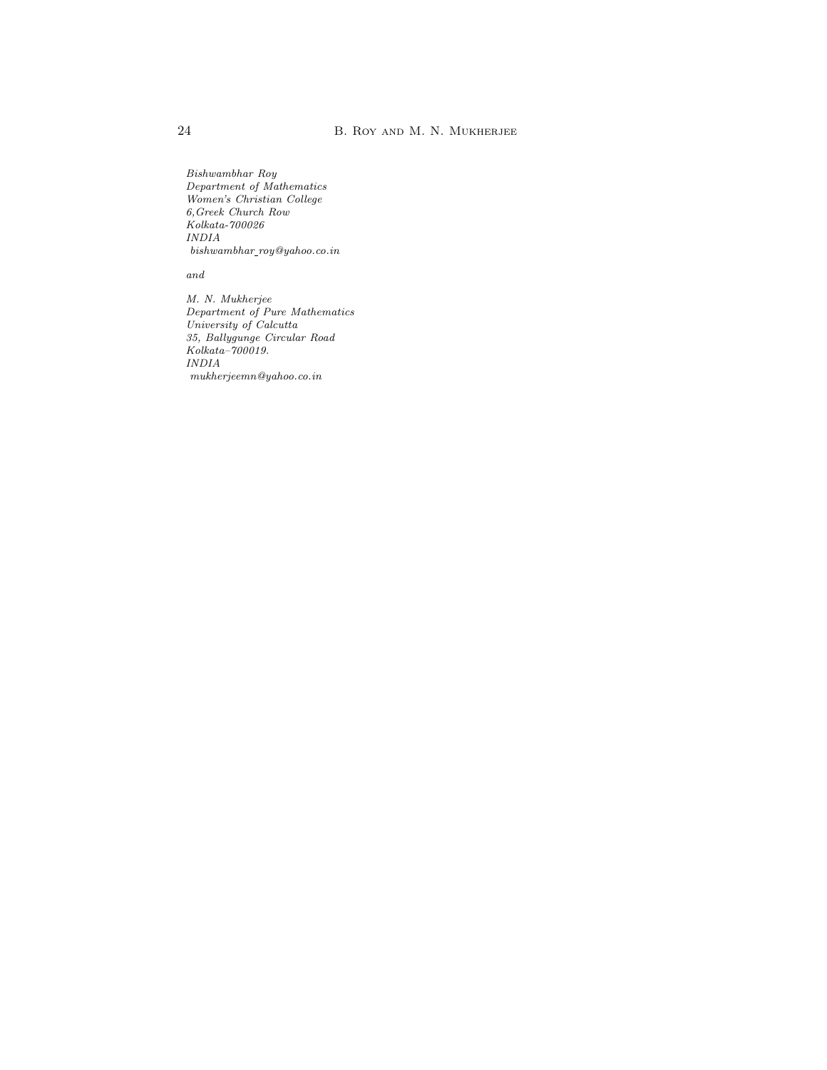*Bishwambhar Roy*
*Department of Mathematics*
*Women's Christian College*
*6,Greek Church Row*
*Kolkata-700026*
*INDIA*
*bishwambhar_roy@yahoo.co.in*

*and*

*M. N. Mukherjee*
*Department of Pure Mathematics*
*University of Calcutta*
*35, Ballygunge Circular Road*
*Kolkata–700019.*
*INDIA*
*mukherjeemn@yahoo.co.in*